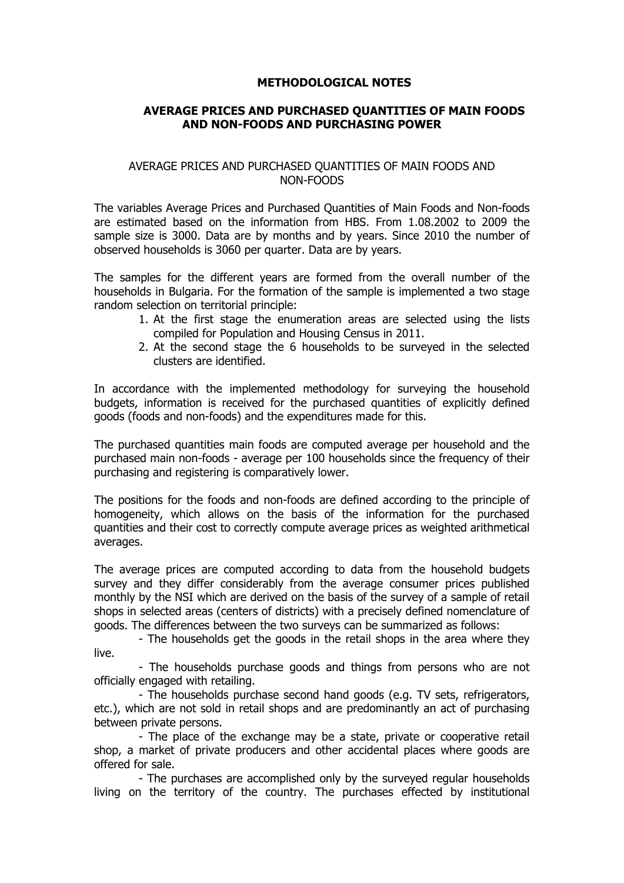# METHODOLOGICAL NOTES

## AVERAGE PRICES AND PURCHASED QUANTITIES OF MAIN FOODS AND NON-FOODS AND PURCHASING POWER

### AVERAGE PRICES AND PURCHASED QUANTITIES OF MAIN FOODS AND NON-FOODS

The variables Average Prices and Purchased Quantities of Main Foods and Non-foods are estimated based on the information from HBS. From 1.08.2002 to 2009 the sample size is 3000. Data are by months and by years. Since 2010 the number of observed households is 3060 per quarter. Data are by years.

The samples for the different years are formed from the overall number of the households in Bulgaria. For the formation of the sample is implemented a two stage random selection on territorial principle:

1. At the first stage the enumeration areas are selected using the lists compiled for Population and Housing Census in 2011.
2. At the second stage the 6 households to be surveyed in the selected clusters are identified.

In accordance with the implemented methodology for surveying the household budgets, information is received for the purchased quantities of explicitly defined goods (foods and non-foods) and the expenditures made for this.

The purchased quantities main foods are computed average per household and the purchased main non-foods - average per 100 households since the frequency of their purchasing and registering is comparatively lower.

The positions for the foods and non-foods are defined according to the principle of homogeneity, which allows on the basis of the information for the purchased quantities and their cost to correctly compute average prices as weighted arithmetical averages.

The average prices are computed according to data from the household budgets survey and they differ considerably from the average consumer prices published monthly by the NSI which are derived on the basis of the survey of a sample of retail shops in selected areas (centers of districts) with a precisely defined nomenclature of goods. The differences between the two surveys can be summarized as follows:

- The households get the goods in the retail shops in the area where they live.
- The households purchase goods and things from persons who are not officially engaged with retailing.
- The households purchase second hand goods (e.g. TV sets, refrigerators, etc.), which are not sold in retail shops and are predominantly an act of purchasing between private persons.
- The place of the exchange may be a state, private or cooperative retail shop, a market of private producers and other accidental places where goods are offered for sale.
- The purchases are accomplished only by the surveyed regular households living on the territory of the country. The purchases effected by institutional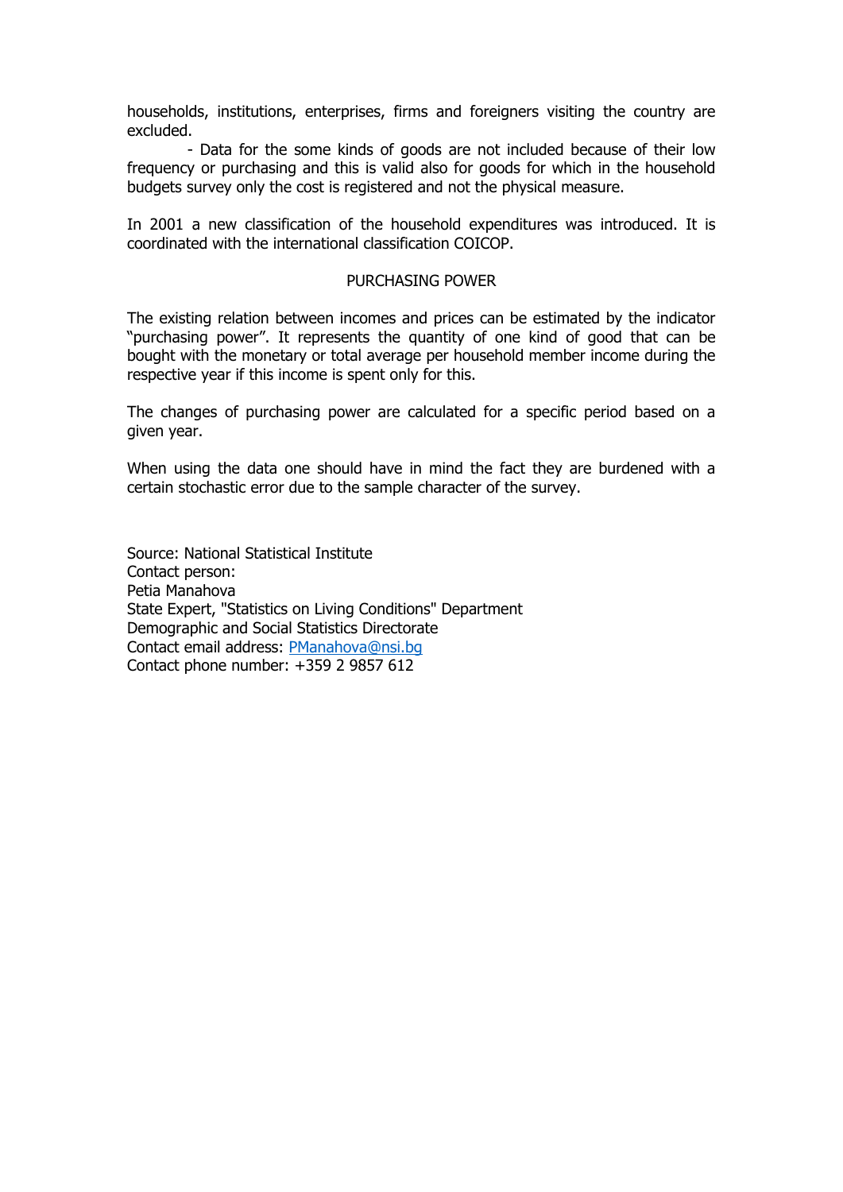households, institutions, enterprises, firms and foreigners visiting the country are excluded.

- Data for the some kinds of goods are not included because of their low frequency or purchasing and this is valid also for goods for which in the household budgets survey only the cost is registered and not the physical measure.

In 2001 a new classification of the household expenditures was introduced. It is coordinated with the international classification COICOP.

## PURCHASING POWER

The existing relation between incomes and prices can be estimated by the indicator "purchasing power". It represents the quantity of one kind of good that can be bought with the monetary or total average per household member income during the respective year if this income is spent only for this.

The changes of purchasing power are calculated for a specific period based on a given year.

When using the data one should have in mind the fact they are burdened with a certain stochastic error due to the sample character of the survey.

Source: National Statistical Institute
Contact person:
Petia Manahova
State Expert, "Statistics on Living Conditions" Department
Demographic and Social Statistics Directorate
Contact email address: PManahova@nsi.bg
Contact phone number: +359 2 9857 612